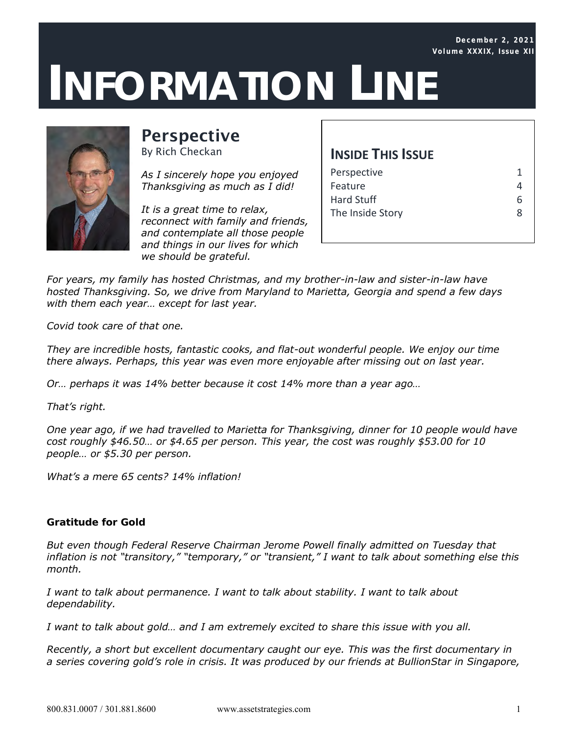December 2, 2021
Volume XXXIX, Issue XII

# INFORMATION LINE

## Perspective

By Rich Checkan

| **INSIDE THIS ISSUE** | |
|---|---|
| Perspective | 1 |
| Feature | 4 |
| Hard Stuff | 6 |
| The Inside Story | 8 |

*As I sincerely hope you enjoyed Thanksgiving as much as I did!*

*It is a great time to relax, reconnect with family and friends, and contemplate all those people and things in our lives for which we should be grateful.*

*For years, my family has hosted Christmas, and my brother-in-law and sister-in-law have hosted Thanksgiving. So, we drive from Maryland to Marietta, Georgia and spend a few days with them each year… except for last year.*

*Covid took care of that one.*

*They are incredible hosts, fantastic cooks, and flat-out wonderful people. We enjoy our time there always. Perhaps, this year was even more enjoyable after missing out on last year.*

*Or… perhaps it was 14% better because it cost 14% more than a year ago…*

*That's right.*

*One year ago, if we had travelled to Marietta for Thanksgiving, dinner for 10 people would have cost roughly $46.50… or $4.65 per person. This year, the cost was roughly $53.00 for 10 people… or $5.30 per person.*

*What's a mere 65 cents? 14% inflation!*

**Gratitude for Gold**

*But even though Federal Reserve Chairman Jerome Powell finally admitted on Tuesday that inflation is not "transitory," "temporary," or "transient," I want to talk about something else this month.*

*I want to talk about permanence. I want to talk about stability. I want to talk about dependability.*

*I want to talk about gold… and I am extremely excited to share this issue with you all.*

*Recently, a short but excellent documentary caught our eye. This was the first documentary in a series covering gold's role in crisis. It was produced by our friends at BullionStar in Singapore,*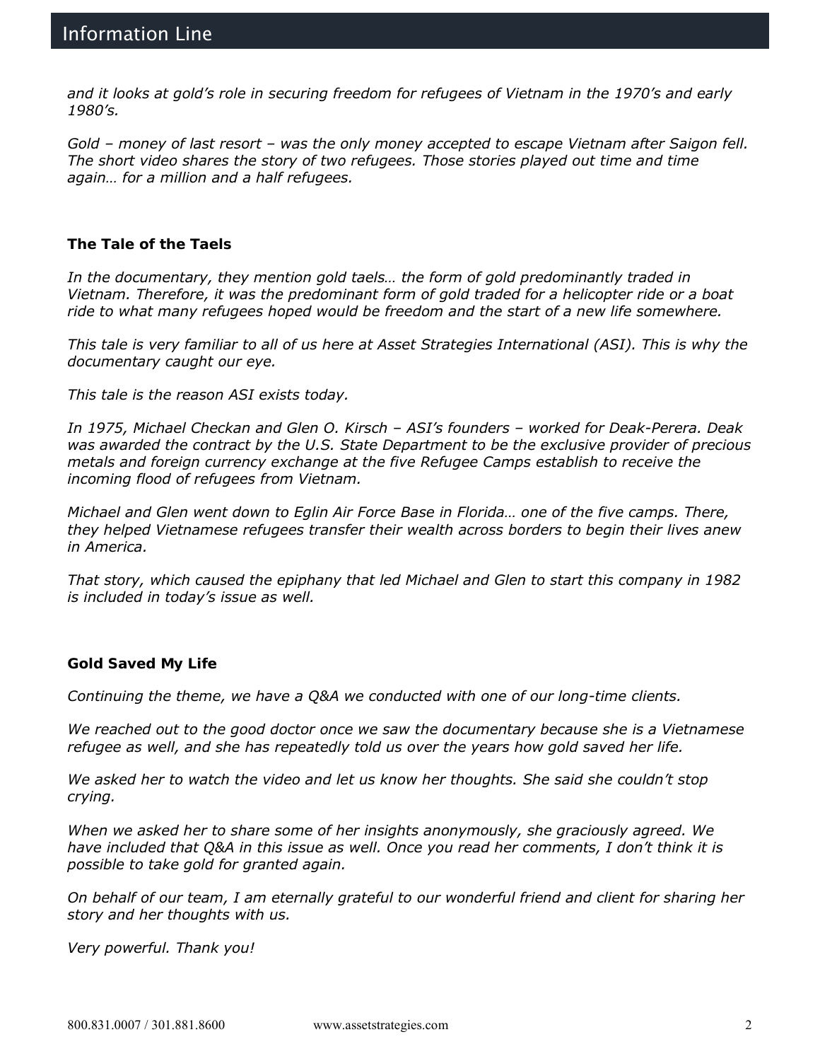*and it looks at gold's role in securing freedom for refugees of Vietnam in the 1970's and early 1980's.*

*Gold – money of last resort – was the only money accepted to escape Vietnam after Saigon fell. The short video shares the story of two refugees. Those stories played out time and time again… for a million and a half refugees.*

**The Tale of the Taels**

*In the documentary, they mention gold taels… the form of gold predominantly traded in Vietnam. Therefore, it was the predominant form of gold traded for a helicopter ride or a boat ride to what many refugees hoped would be freedom and the start of a new life somewhere.*

*This tale is very familiar to all of us here at Asset Strategies International (ASI). This is why the documentary caught our eye.*

*This tale is the reason ASI exists today.*

*In 1975, Michael Checkan and Glen O. Kirsch – ASI's founders – worked for Deak-Perera. Deak was awarded the contract by the U.S. State Department to be the exclusive provider of precious metals and foreign currency exchange at the five Refugee Camps establish to receive the incoming flood of refugees from Vietnam.*

*Michael and Glen went down to Eglin Air Force Base in Florida… one of the five camps. There, they helped Vietnamese refugees transfer their wealth across borders to begin their lives anew in America.*

*That story, which caused the epiphany that led Michael and Glen to start this company in 1982 is included in today's issue as well.*

**Gold Saved My Life**

*Continuing the theme, we have a Q&A we conducted with one of our long-time clients.*

*We reached out to the good doctor once we saw the documentary because she is a Vietnamese refugee as well, and she has repeatedly told us over the years how gold saved her life.*

*We asked her to watch the video and let us know her thoughts. She said she couldn't stop crying.*

*When we asked her to share some of her insights anonymously, she graciously agreed. We have included that Q&A in this issue as well. Once you read her comments, I don't think it is possible to take gold for granted again.*

*On behalf of our team, I am eternally grateful to our wonderful friend and client for sharing her story and her thoughts with us.*

*Very powerful. Thank you!*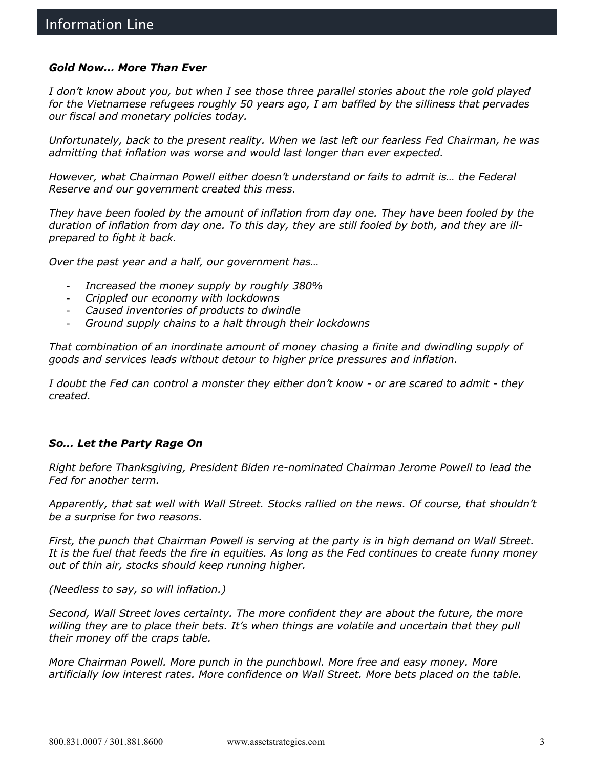### ***Gold Now... More Than Ever***

*I don't know about you, but when I see those three parallel stories about the role gold played for the Vietnamese refugees roughly 50 years ago, I am baffled by the silliness that pervades our fiscal and monetary policies today.*

*Unfortunately, back to the present reality. When we last left our fearless Fed Chairman, he was admitting that inflation was worse and would last longer than ever expected.*

*However, what Chairman Powell either doesn't understand or fails to admit is… the Federal Reserve and our government created this mess.*

*They have been fooled by the amount of inflation from day one. They have been fooled by the duration of inflation from day one. To this day, they are still fooled by both, and they are ill-prepared to fight it back.*

*Over the past year and a half, our government has…*

- *Increased the money supply by roughly 380%*
- *Crippled our economy with lockdowns*
- *Caused inventories of products to dwindle*
- *Ground supply chains to a halt through their lockdowns*

*That combination of an inordinate amount of money chasing a finite and dwindling supply of goods and services leads without detour to higher price pressures and inflation.*

*I doubt the Fed can control a monster they either don't know - or are scared to admit - they created.*

### ***So... Let the Party Rage On***

*Right before Thanksgiving, President Biden re-nominated Chairman Jerome Powell to lead the Fed for another term.*

*Apparently, that sat well with Wall Street. Stocks rallied on the news. Of course, that shouldn't be a surprise for two reasons.*

*First, the punch that Chairman Powell is serving at the party is in high demand on Wall Street. It is the fuel that feeds the fire in equities. As long as the Fed continues to create funny money out of thin air, stocks should keep running higher.*

*(Needless to say, so will inflation.)*

*Second, Wall Street loves certainty. The more confident they are about the future, the more willing they are to place their bets. It's when things are volatile and uncertain that they pull their money off the craps table.*

*More Chairman Powell. More punch in the punchbowl. More free and easy money. More artificially low interest rates. More confidence on Wall Street. More bets placed on the table.*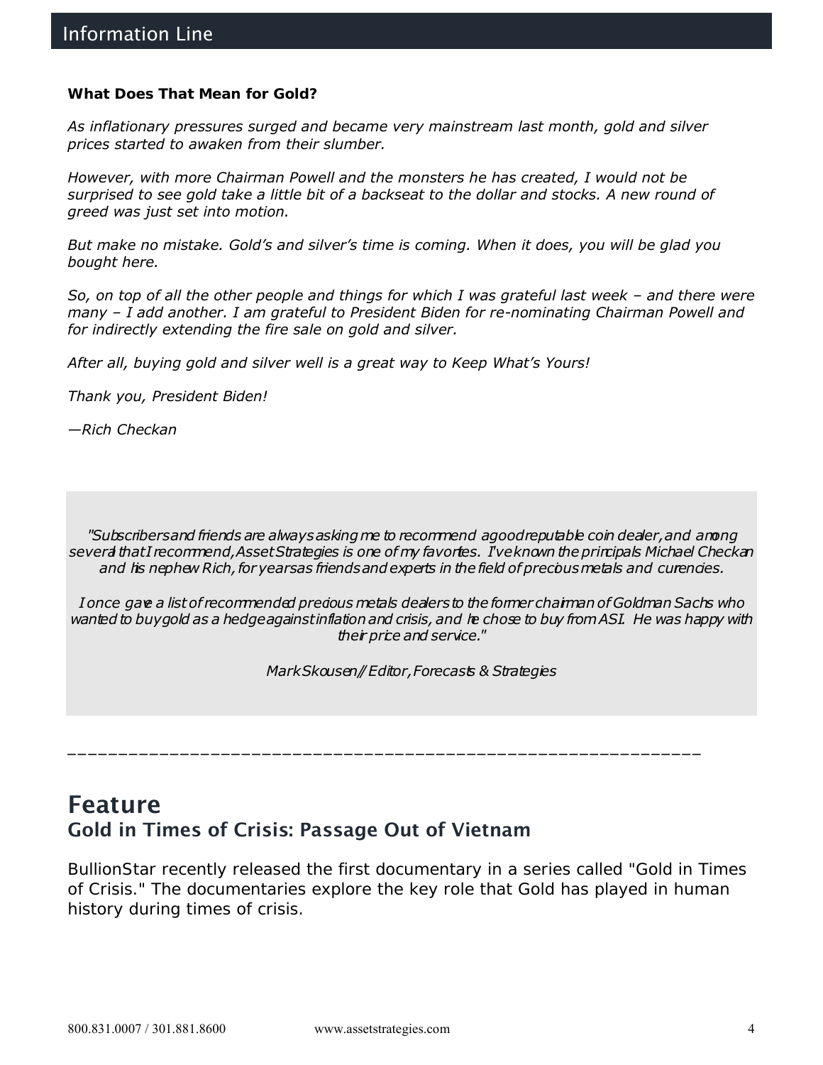### What Does That Mean for Gold?

*As inflationary pressures surged and became very mainstream last month, gold and silver prices started to awaken from their slumber.*

*However, with more Chairman Powell and the monsters he has created, I would not be surprised to see gold take a little bit of a backseat to the dollar and stocks. A new round of greed was just set into motion.*

*But make no mistake. Gold's and silver's time is coming. When it does, you will be glad you bought here.*

*So, on top of all the other people and things for which I was grateful last week – and there were many – I add another. I am grateful to President Biden for re-nominating Chairman Powell and for indirectly extending the fire sale on gold and silver.*

*After all, buying gold and silver well is a great way to Keep What's Yours!*

*Thank you, President Biden!*

*—Rich Checkan*

> *"Subscribers and friends are always asking me to recommend a good reputable coin dealer, and among several that I recommend, Asset Strategies is one of my favorites. I've known the principals Michael Checkan and his nephew Rich, for years as friends and experts in the field of precious metals and currencies.*
>
> *I once gave a list of recommended precious metals dealers to the former chairman of Goldman Sachs who wanted to buy gold as a hedge against inflation and crisis, and he chose to buy from ASI. He was happy with their price and service."*
>
> *Mark Skousen // Editor, Forecasts & Strategies*

---

## Feature

### Gold in Times of Crisis: Passage Out of Vietnam

BullionStar recently released the first documentary in a series called "Gold in Times of Crisis." The documentaries explore the key role that Gold has played in human history during times of crisis.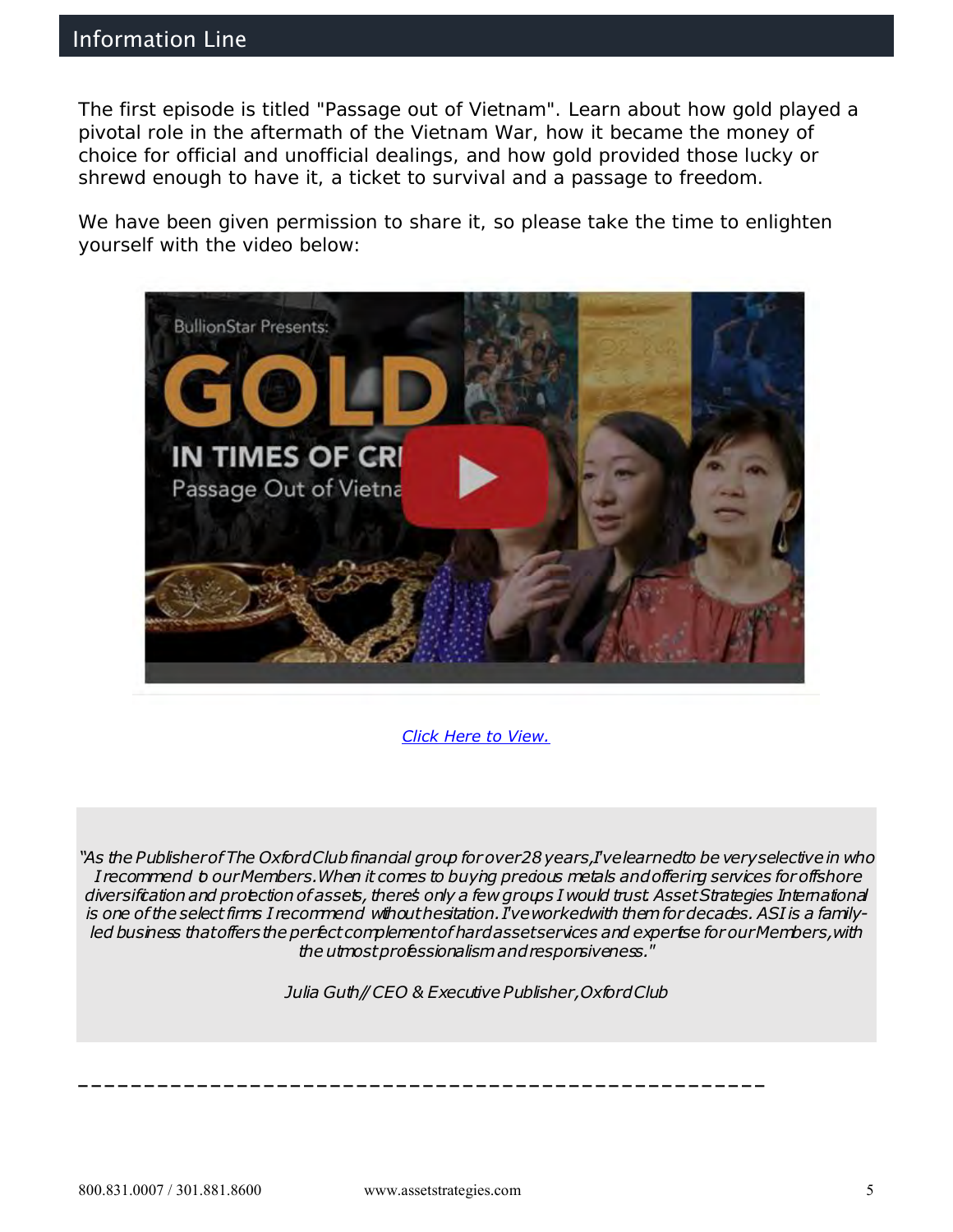## Information Line

The first episode is titled "Passage out of Vietnam". Learn about how gold played a pivotal role in the aftermath of the Vietnam War, how it became the money of choice for official and unofficial dealings, and how gold provided those lucky or shrewd enough to have it, a ticket to survival and a passage to freedom.

We have been given permission to share it, so please take the time to enlighten yourself with the video below:

[Click Here to View.]

*"As the Publisher of The Oxford Club financial group for over 28 years, I've learned to be very selective in who I recommend to our Members. When it comes to buying precious metals and offering services for offshore diversification and protection of assets, there's only a few groups I would trust. Asset Strategies International is one of the select firms I recommend without hesitation. I've worked with them for decades. ASI is a family-led business that offers the perfect complement of hard asset services and expertise for our Members, with the utmost professionalism and responsiveness."*

*Julia Guth // CEO & Executive Publisher, Oxford Club*

---

800.831.0007 / 301.881.8600 www.assetstrategies.com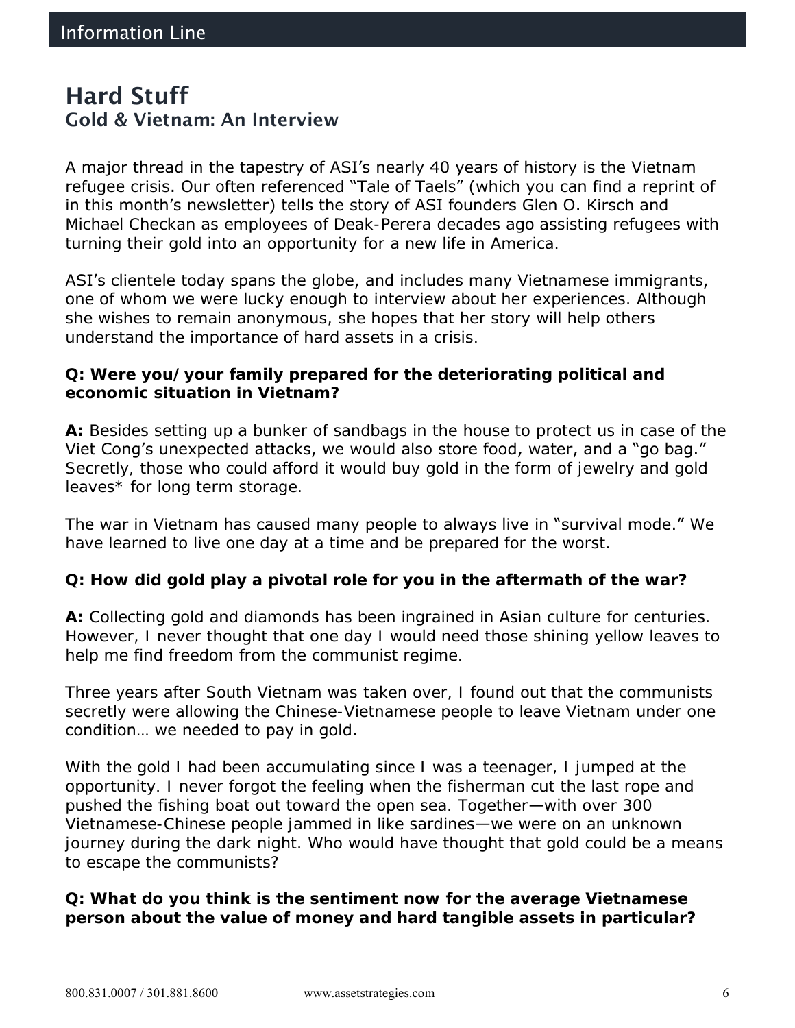# Hard Stuff

## Gold & Vietnam: An Interview

A major thread in the tapestry of ASI's nearly 40 years of history is the Vietnam refugee crisis. Our often referenced "Tale of Taels" (which you can find a reprint of in this month's newsletter) tells the story of ASI founders Glen O. Kirsch and Michael Checkan as employees of Deak-Perera decades ago assisting refugees with turning their gold into an opportunity for a new life in America.

ASI's clientele today spans the globe, and includes many Vietnamese immigrants, one of whom we were lucky enough to interview about her experiences. Although she wishes to remain anonymous, she hopes that her story will help others understand the importance of hard assets in a crisis.

**Q: Were you/your family prepared for the deteriorating political and economic situation in Vietnam?**

**A:** Besides setting up a bunker of sandbags in the house to protect us in case of the Viet Cong's unexpected attacks, we would also store food, water, and a "go bag." Secretly, those who could afford it would buy gold in the form of jewelry and gold leaves* for long term storage.

The war in Vietnam has caused many people to always live in "survival mode." We have learned to live one day at a time and be prepared for the worst.

**Q: How did gold play a pivotal role for you in the aftermath of the war?**

**A:** Collecting gold and diamonds has been ingrained in Asian culture for centuries. However, I never thought that one day I would need those shining yellow leaves to help me find freedom from the communist regime.

Three years after South Vietnam was taken over, I found out that the communists secretly were allowing the Chinese-Vietnamese people to leave Vietnam under one condition… we needed to pay in gold.

With the gold I had been accumulating since I was a teenager, I jumped at the opportunity. I never forgot the feeling when the fisherman cut the last rope and pushed the fishing boat out toward the open sea. Together—with over 300 Vietnamese-Chinese people jammed in like sardines—we were on an unknown journey during the dark night. Who would have thought that gold could be a means to escape the communists?

**Q: What do you think is the sentiment now for the average Vietnamese person about the value of money and hard tangible assets in particular?**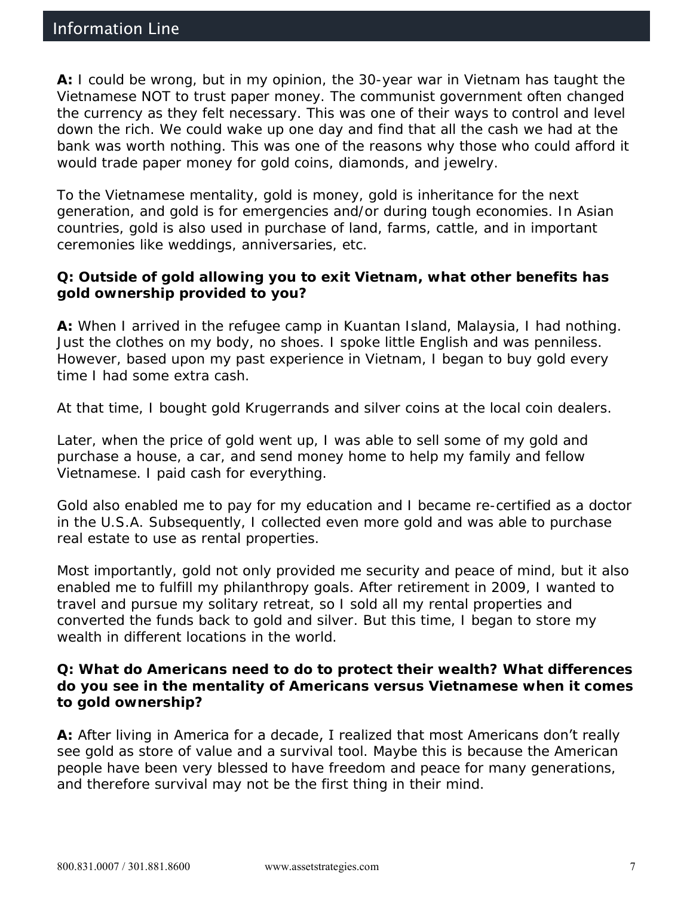**A:** I could be wrong, but in my opinion, the 30-year war in Vietnam has taught the Vietnamese NOT to trust paper money. The communist government often changed the currency as they felt necessary. This was one of their ways to control and level down the rich. We could wake up one day and find that all the cash we had at the bank was worth nothing. This was one of the reasons why those who could afford it would trade paper money for gold coins, diamonds, and jewelry.

To the Vietnamese mentality, gold is money, gold is inheritance for the next generation, and gold is for emergencies and/or during tough economies. In Asian countries, gold is also used in purchase of land, farms, cattle, and in important ceremonies like weddings, anniversaries, etc.

**Q: Outside of gold allowing you to exit Vietnam, what other benefits has gold ownership provided to you?**

**A:** When I arrived in the refugee camp in Kuantan Island, Malaysia, I had nothing. Just the clothes on my body, no shoes. I spoke little English and was penniless. However, based upon my past experience in Vietnam, I began to buy gold every time I had some extra cash.

At that time, I bought gold Krugerrands and silver coins at the local coin dealers.

Later, when the price of gold went up, I was able to sell some of my gold and purchase a house, a car, and send money home to help my family and fellow Vietnamese. I paid cash for everything.

Gold also enabled me to pay for my education and I became re-certified as a doctor in the U.S.A. Subsequently, I collected even more gold and was able to purchase real estate to use as rental properties.

Most importantly, gold not only provided me security and peace of mind, but it also enabled me to fulfill my philanthropy goals. After retirement in 2009, I wanted to travel and pursue my solitary retreat, so I sold all my rental properties and converted the funds back to gold and silver. But this time, I began to store my wealth in different locations in the world.

**Q: What do Americans need to do to protect their wealth? What differences do you see in the mentality of Americans versus Vietnamese when it comes to gold ownership?**

**A:** After living in America for a decade, I realized that most Americans don't really see gold as store of value and a survival tool. Maybe this is because the American people have been very blessed to have freedom and peace for many generations, and therefore survival may not be the first thing in their mind.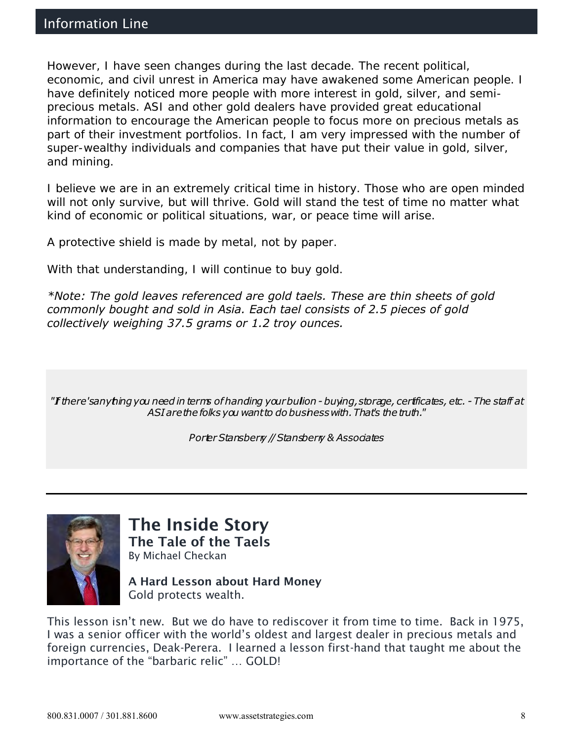However, I have seen changes during the last decade. The recent political, economic, and civil unrest in America may have awakened some American people. I have definitely noticed more people with more interest in gold, silver, and semi-precious metals. ASI and other gold dealers have provided great educational information to encourage the American people to focus more on precious metals as part of their investment portfolios. In fact, I am very impressed with the number of super-wealthy individuals and companies that have put their value in gold, silver, and mining.

I believe we are in an extremely critical time in history. Those who are open minded will not only survive, but will thrive. Gold will stand the test of time no matter what kind of economic or political situations, war, or peace time will arise.

A protective shield is made by metal, not by paper.

With that understanding, I will continue to buy gold.

*\*Note: The gold leaves referenced are gold taels. These are thin sheets of gold commonly bought and sold in Asia. Each tael consists of 2.5 pieces of gold collectively weighing 37.5 grams or 1.2 troy ounces.*

> *"If there's anything you need in terms of handing your bullion - buying, storage, certificates, etc. - The staff at ASI are the folks you want to do business with. That's the truth."*
>
> *Porter Stansberry // Stansberry & Associates*

---

## The Inside Story

### The Tale of the Taels

By Michael Checkan

**A Hard Lesson about Hard Money**

Gold protects wealth.

This lesson isn't new. But we do have to rediscover it from time to time. Back in 1975, I was a senior officer with the world's oldest and largest dealer in precious metals and foreign currencies, Deak-Perera. I learned a lesson first-hand that taught me about the importance of the "barbaric relic" … GOLD!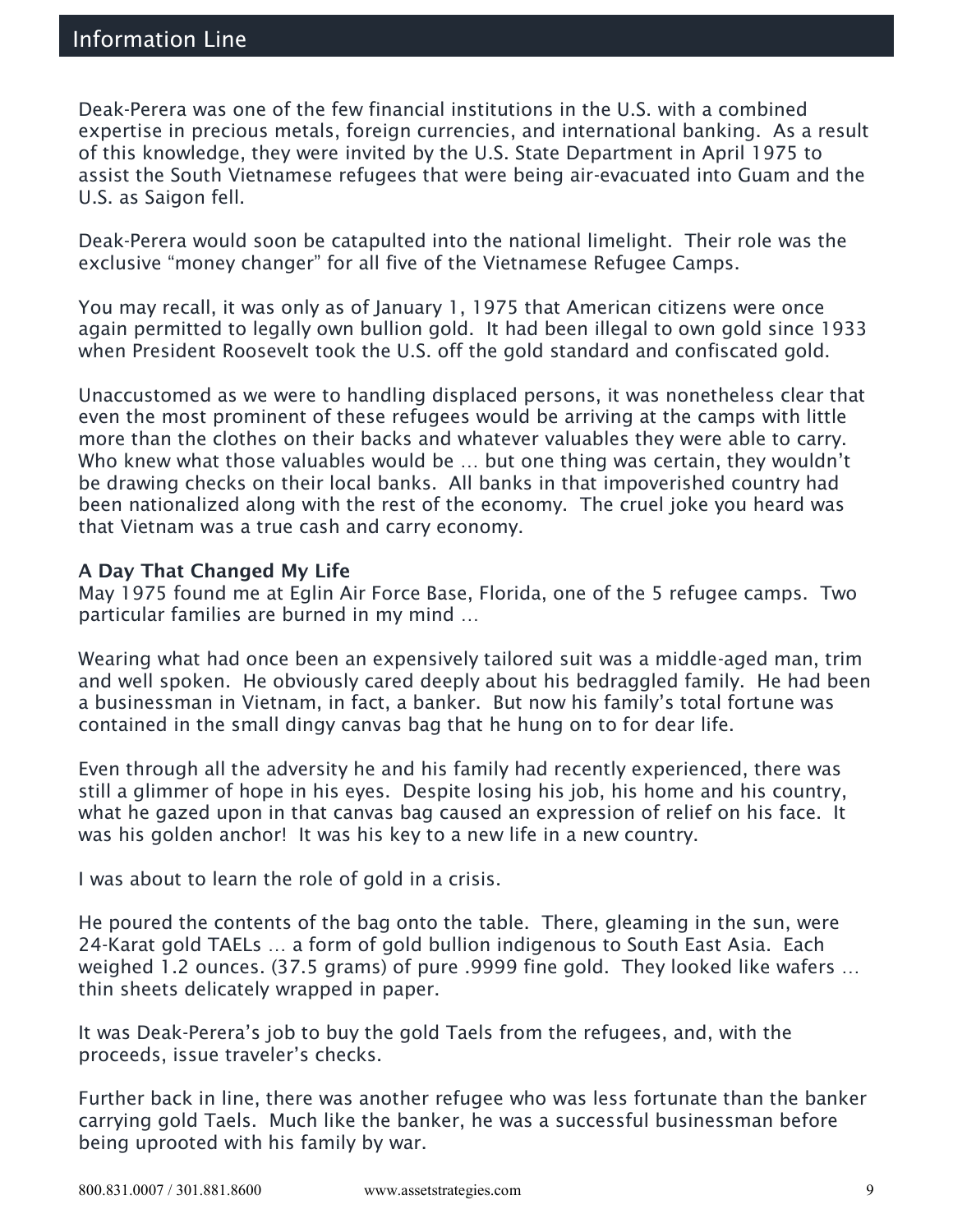Deak-Perera was one of the few financial institutions in the U.S. with a combined expertise in precious metals, foreign currencies, and international banking. As a result of this knowledge, they were invited by the U.S. State Department in April 1975 to assist the South Vietnamese refugees that were being air-evacuated into Guam and the U.S. as Saigon fell.

Deak-Perera would soon be catapulted into the national limelight. Their role was the exclusive "money changer" for all five of the Vietnamese Refugee Camps.

You may recall, it was only as of January 1, 1975 that American citizens were once again permitted to legally own bullion gold. It had been illegal to own gold since 1933 when President Roosevelt took the U.S. off the gold standard and confiscated gold.

Unaccustomed as we were to handling displaced persons, it was nonetheless clear that even the most prominent of these refugees would be arriving at the camps with little more than the clothes on their backs and whatever valuables they were able to carry. Who knew what those valuables would be … but one thing was certain, they wouldn't be drawing checks on their local banks. All banks in that impoverished country had been nationalized along with the rest of the economy. The cruel joke you heard was that Vietnam was a true cash and carry economy.

**A Day That Changed My Life**

May 1975 found me at Eglin Air Force Base, Florida, one of the 5 refugee camps. Two particular families are burned in my mind …

Wearing what had once been an expensively tailored suit was a middle-aged man, trim and well spoken. He obviously cared deeply about his bedraggled family. He had been a businessman in Vietnam, in fact, a banker. But now his family's total fortune was contained in the small dingy canvas bag that he hung on to for dear life.

Even through all the adversity he and his family had recently experienced, there was still a glimmer of hope in his eyes. Despite losing his job, his home and his country, what he gazed upon in that canvas bag caused an expression of relief on his face. It was his golden anchor! It was his key to a new life in a new country.

I was about to learn the role of gold in a crisis.

He poured the contents of the bag onto the table. There, gleaming in the sun, were 24-Karat gold TAELs … a form of gold bullion indigenous to South East Asia. Each weighed 1.2 ounces. (37.5 grams) of pure .9999 fine gold. They looked like wafers … thin sheets delicately wrapped in paper.

It was Deak-Perera's job to buy the gold Taels from the refugees, and, with the proceeds, issue traveler's checks.

Further back in line, there was another refugee who was less fortunate than the banker carrying gold Taels. Much like the banker, he was a successful businessman before being uprooted with his family by war.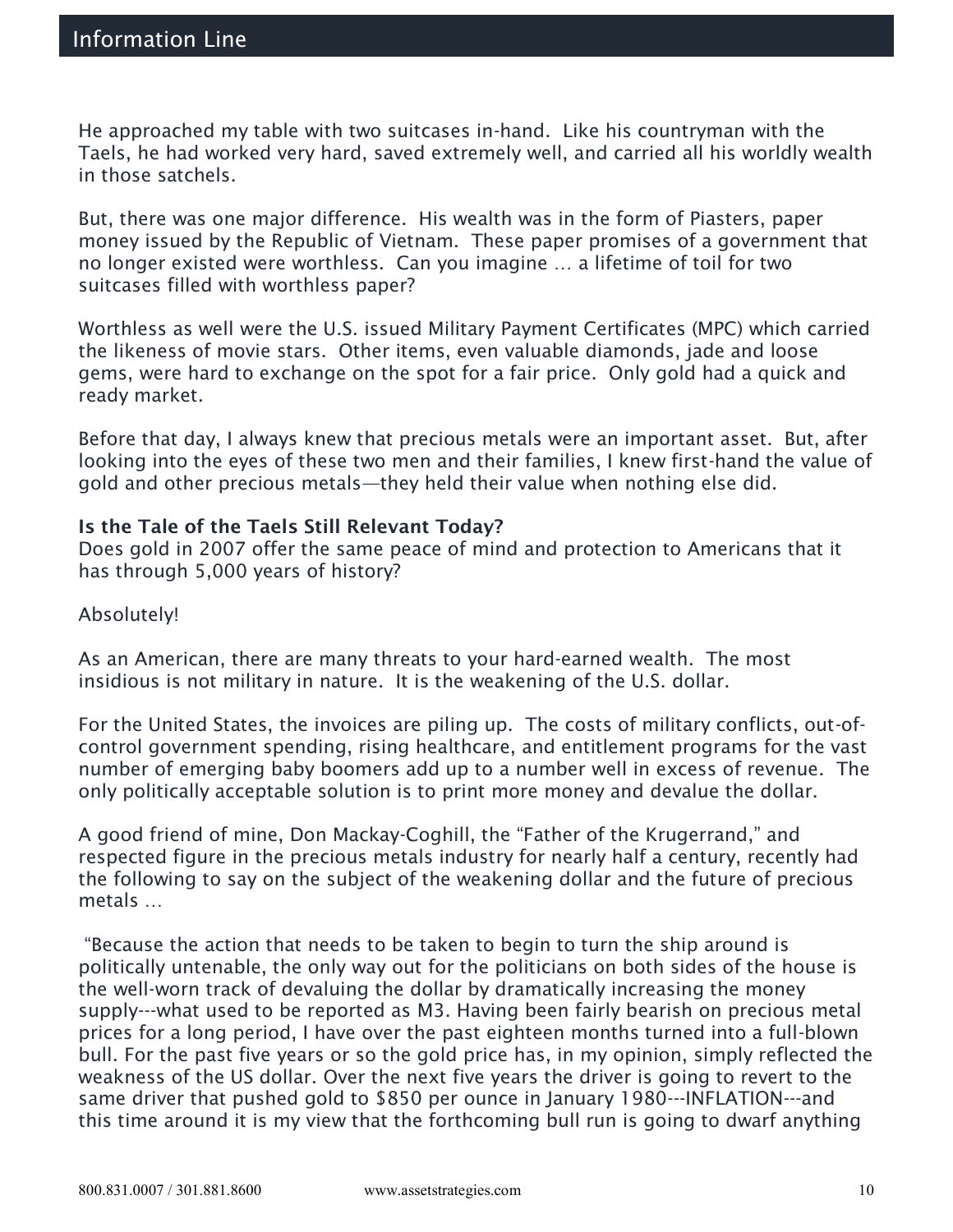He approached my table with two suitcases in-hand. Like his countryman with the Taels, he had worked very hard, saved extremely well, and carried all his worldly wealth in those satchels.

But, there was one major difference. His wealth was in the form of Piasters, paper money issued by the Republic of Vietnam. These paper promises of a government that no longer existed were worthless. Can you imagine … a lifetime of toil for two suitcases filled with worthless paper?

Worthless as well were the U.S. issued Military Payment Certificates (MPC) which carried the likeness of movie stars. Other items, even valuable diamonds, jade and loose gems, were hard to exchange on the spot for a fair price. Only gold had a quick and ready market.

Before that day, I always knew that precious metals were an important asset. But, after looking into the eyes of these two men and their families, I knew first-hand the value of gold and other precious metals—they held their value when nothing else did.

**Is the Tale of the Taels Still Relevant Today?**
Does gold in 2007 offer the same peace of mind and protection to Americans that it has through 5,000 years of history?

Absolutely!

As an American, there are many threats to your hard-earned wealth. The most insidious is not military in nature. It is the weakening of the U.S. dollar.

For the United States, the invoices are piling up. The costs of military conflicts, out-of-control government spending, rising healthcare, and entitlement programs for the vast number of emerging baby boomers add up to a number well in excess of revenue. The only politically acceptable solution is to print more money and devalue the dollar.

A good friend of mine, Don Mackay-Coghill, the "Father of the Krugerrand," and respected figure in the precious metals industry for nearly half a century, recently had the following to say on the subject of the weakening dollar and the future of precious metals …

"Because the action that needs to be taken to begin to turn the ship around is politically untenable, the only way out for the politicians on both sides of the house is the well-worn track of devaluing the dollar by dramatically increasing the money supply---what used to be reported as M3. Having been fairly bearish on precious metal prices for a long period, I have over the past eighteen months turned into a full-blown bull. For the past five years or so the gold price has, in my opinion, simply reflected the weakness of the US dollar. Over the next five years the driver is going to revert to the same driver that pushed gold to $850 per ounce in January 1980---INFLATION---and this time around it is my view that the forthcoming bull run is going to dwarf anything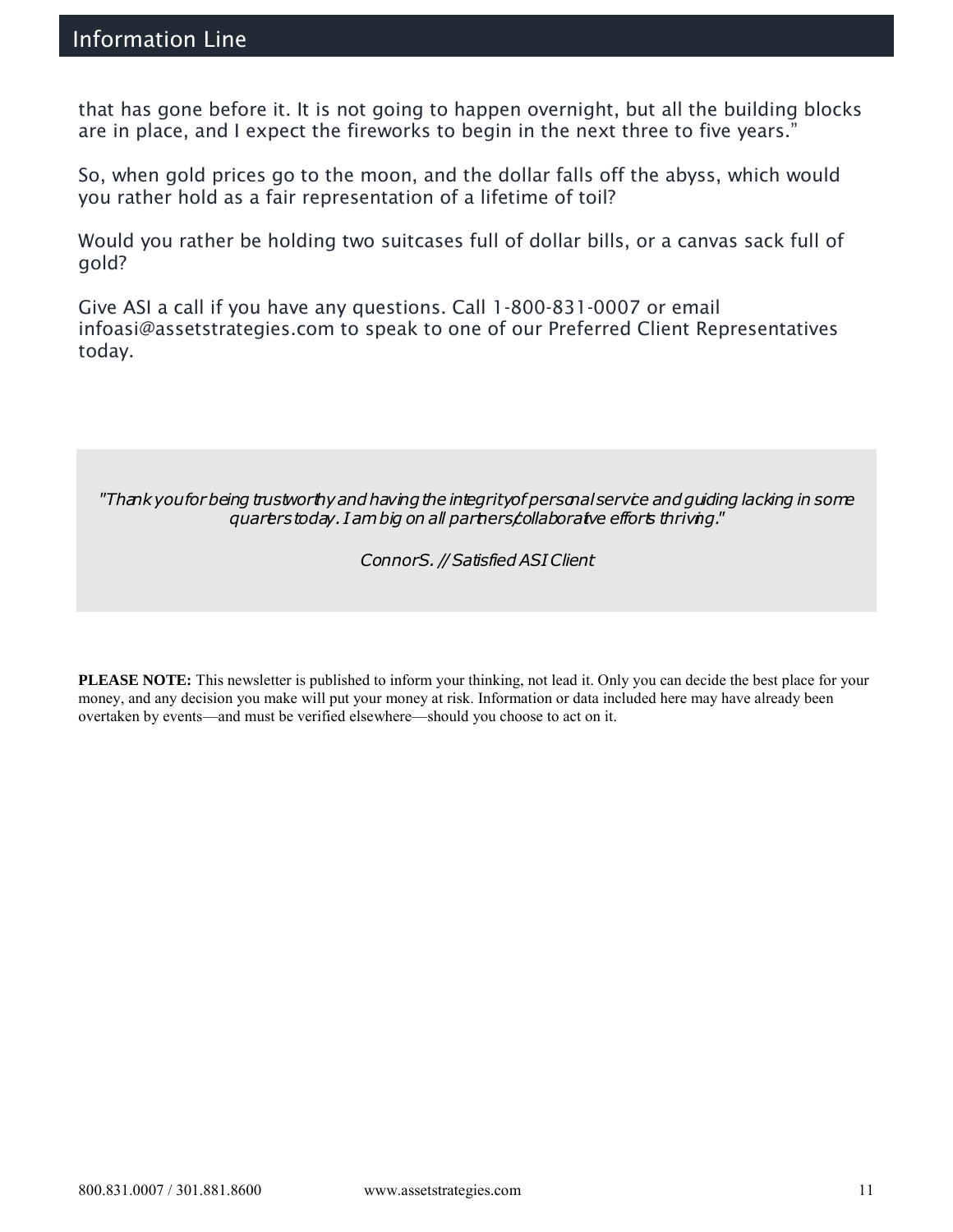that has gone before it. It is not going to happen overnight, but all the building blocks are in place, and I expect the fireworks to begin in the next three to five years."

So, when gold prices go to the moon, and the dollar falls off the abyss, which would you rather hold as a fair representation of a lifetime of toil?

Would you rather be holding two suitcases full of dollar bills, or a canvas sack full of gold?

Give ASI a call if you have any questions. Call 1-800-831-0007 or email infoasi@assetstrategies.com to speak to one of our Preferred Client Representatives today.

> *"Thank you for being trustworthy and having the integrity of personal service and guiding lacking in some quarters today. I am big on all partners/collaborative efforts thriving."*
>
> *Connor S. // Satisfied ASI Client*

**PLEASE NOTE:** This newsletter is published to inform your thinking, not lead it. Only you can decide the best place for your money, and any decision you make will put your money at risk. Information or data included here may have already been overtaken by events—and must be verified elsewhere—should you choose to act on it.